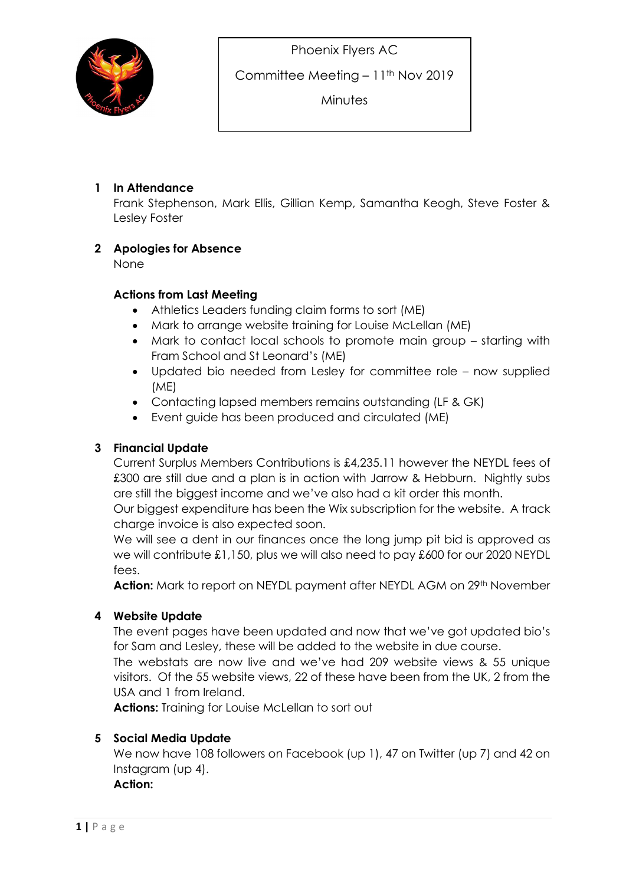Phoenix Flyers AC

Committee Meeting – 11th Nov 2019

Minutes

1 **In Attendance**
Frank Stephenson, Mark Ellis, Gillian Kemp, Samantha Keogh, Steve Foster & Lesley Foster

2 **Apologies for Absence**
None

**Actions from Last Meeting**

- Athletics Leaders funding claim forms to sort (ME)
- Mark to arrange website training for Louise McLellan (ME)
- Mark to contact local schools to promote main group – starting with Fram School and St Leonard's (ME)
- Updated bio needed from Lesley for committee role – now supplied (ME)
- Contacting lapsed members remains outstanding (LF & GK)
- Event guide has been produced and circulated (ME)

3 **Financial Update**
Current Surplus Members Contributions is £4,235.11 however the NEYDL fees of £300 are still due and a plan is in action with Jarrow & Hebburn. Nightly subs are still the biggest income and we've also had a kit order this month.
Our biggest expenditure has been the Wix subscription for the website. A track charge invoice is also expected soon.
We will see a dent in our finances once the long jump pit bid is approved as we will contribute £1,150, plus we will also need to pay £600 for our 2020 NEYDL fees.
**Action:** Mark to report on NEYDL payment after NEYDL AGM on 29th November

4 **Website Update**
The event pages have been updated and now that we've got updated bio's for Sam and Lesley, these will be added to the website in due course.
The webstats are now live and we've had 209 website views & 55 unique visitors. Of the 55 website views, 22 of these have been from the UK, 2 from the USA and 1 from Ireland.
**Actions:** Training for Louise McLellan to sort out

5 **Social Media Update**
We now have 108 followers on Facebook (up 1), 47 on Twitter (up 7) and 42 on Instagram (up 4).
**Action:**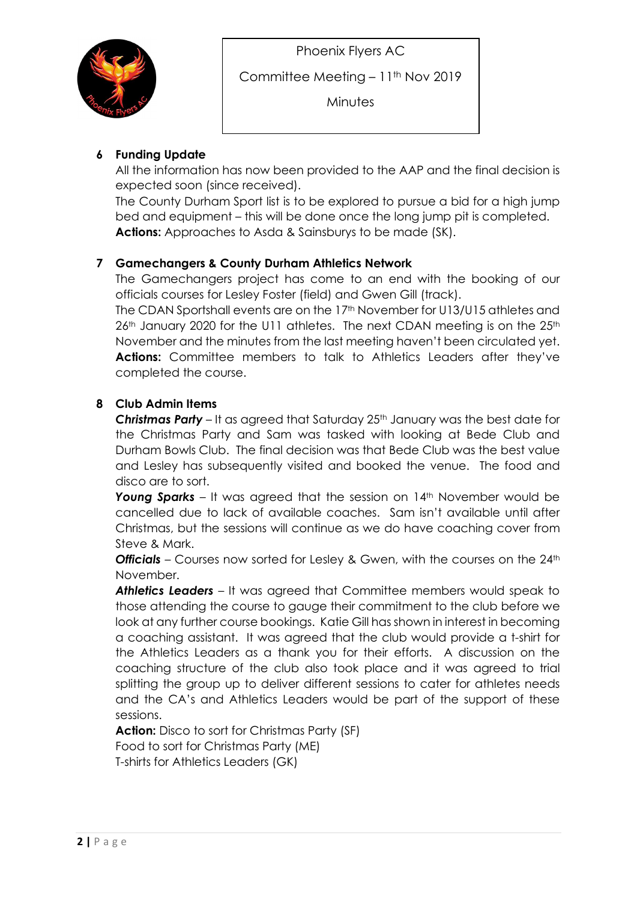Phoenix Flyers AC

Committee Meeting – 11th Nov 2019

Minutes

## 6 Funding Update

All the information has now been provided to the AAP and the final decision is expected soon (since received).

The County Durham Sport list is to be explored to pursue a bid for a high jump bed and equipment – this will be done once the long jump pit is completed.

**Actions:** Approaches to Asda & Sainsburys to be made (SK).

## 7 Gamechangers & County Durham Athletics Network

The Gamechangers project has come to an end with the booking of our officials courses for Lesley Foster (field) and Gwen Gill (track).

The CDAN Sportshall events are on the 17th November for U13/U15 athletes and 26th January 2020 for the U11 athletes. The next CDAN meeting is on the 25th November and the minutes from the last meeting haven't been circulated yet.

**Actions:** Committee members to talk to Athletics Leaders after they've completed the course.

## 8 Club Admin Items

***Christmas Party*** – It as agreed that Saturday 25th January was the best date for the Christmas Party and Sam was tasked with looking at Bede Club and Durham Bowls Club. The final decision was that Bede Club was the best value and Lesley has subsequently visited and booked the venue. The food and disco are to sort.

***Young Sparks*** – It was agreed that the session on 14th November would be cancelled due to lack of available coaches. Sam isn't available until after Christmas, but the sessions will continue as we do have coaching cover from Steve & Mark.

***Officials*** – Courses now sorted for Lesley & Gwen, with the courses on the 24th November.

***Athletics Leaders*** – It was agreed that Committee members would speak to those attending the course to gauge their commitment to the club before we look at any further course bookings. Katie Gill has shown in interest in becoming a coaching assistant. It was agreed that the club would provide a t-shirt for the Athletics Leaders as a thank you for their efforts. A discussion on the coaching structure of the club also took place and it was agreed to trial splitting the group up to deliver different sessions to cater for athletes needs and the CA's and Athletics Leaders would be part of the support of these sessions.

**Action:** Disco to sort for Christmas Party (SF)
Food to sort for Christmas Party (ME)
T-shirts for Athletics Leaders (GK)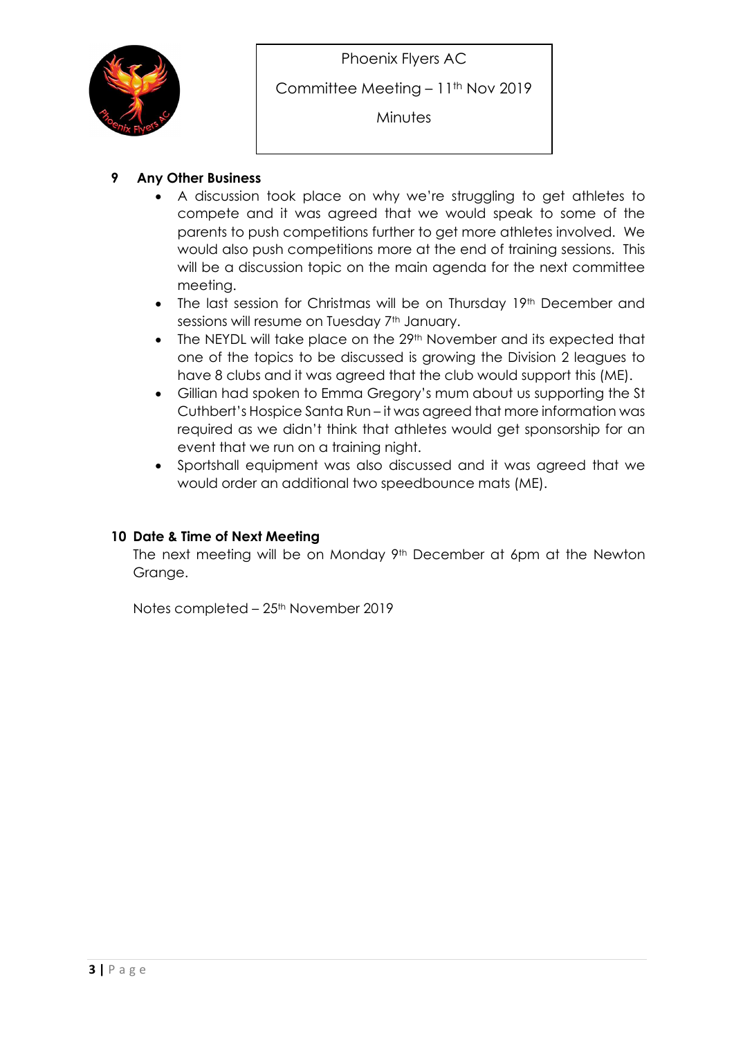Phoenix Flyers AC

Committee Meeting – 11th Nov 2019

Minutes

## 9 Any Other Business

- A discussion took place on why we're struggling to get athletes to compete and it was agreed that we would speak to some of the parents to push competitions further to get more athletes involved. We would also push competitions more at the end of training sessions. This will be a discussion topic on the main agenda for the next committee meeting.
- The last session for Christmas will be on Thursday 19th December and sessions will resume on Tuesday 7th January.
- The NEYDL will take place on the 29th November and its expected that one of the topics to be discussed is growing the Division 2 leagues to have 8 clubs and it was agreed that the club would support this (ME).
- Gillian had spoken to Emma Gregory's mum about us supporting the St Cuthbert's Hospice Santa Run – it was agreed that more information was required as we didn't think that athletes would get sponsorship for an event that we run on a training night.
- Sportshall equipment was also discussed and it was agreed that we would order an additional two speedbounce mats (ME).

## 10 Date & Time of Next Meeting

The next meeting will be on Monday 9th December at 6pm at the Newton Grange.

Notes completed – 25th November 2019